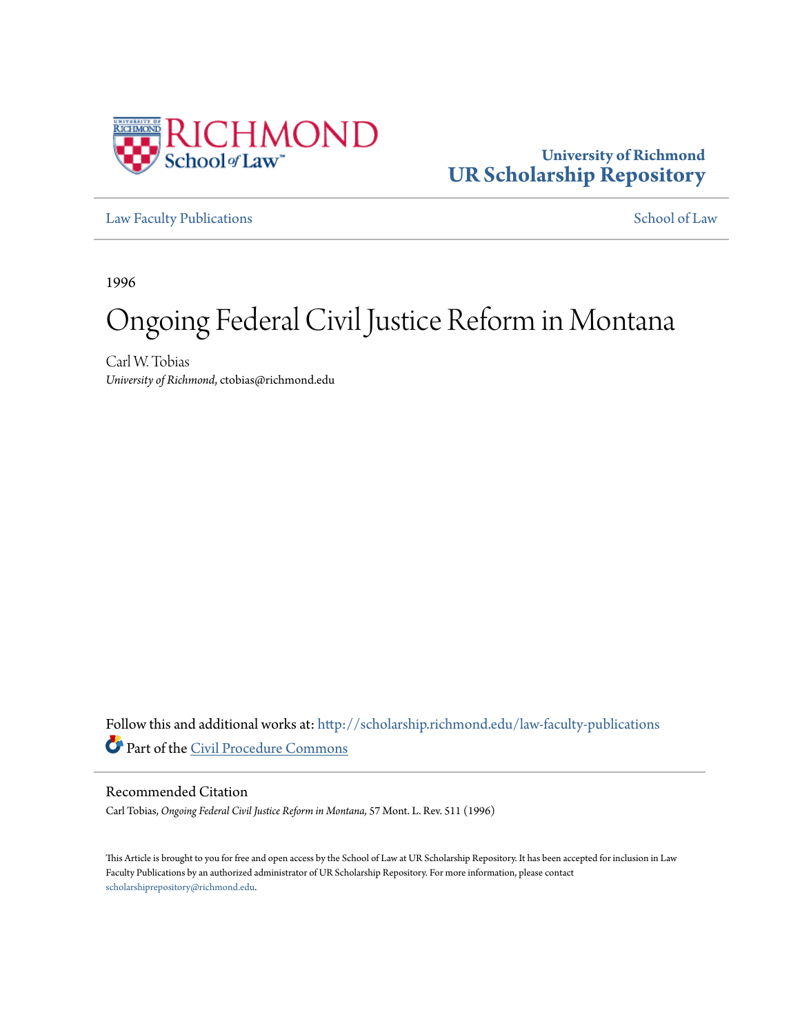University of Richmond
**UR Scholarship Repository**

Law Faculty Publications | School of Law

1996

# Ongoing Federal Civil Justice Reform in Montana

Carl W. Tobias
*University of Richmond*, ctobias@richmond.edu

Follow this and additional works at: http://scholarship.richmond.edu/law-faculty-publications

Part of the Civil Procedure Commons

## Recommended Citation

Carl Tobias, *Ongoing Federal Civil Justice Reform in Montana,* 57 Mont. L. Rev. 511 (1996)

This Article is brought to you for free and open access by the School of Law at UR Scholarship Repository. It has been accepted for inclusion in Law Faculty Publications by an authorized administrator of UR Scholarship Repository. For more information, please contact scholarshiprepository@richmond.edu.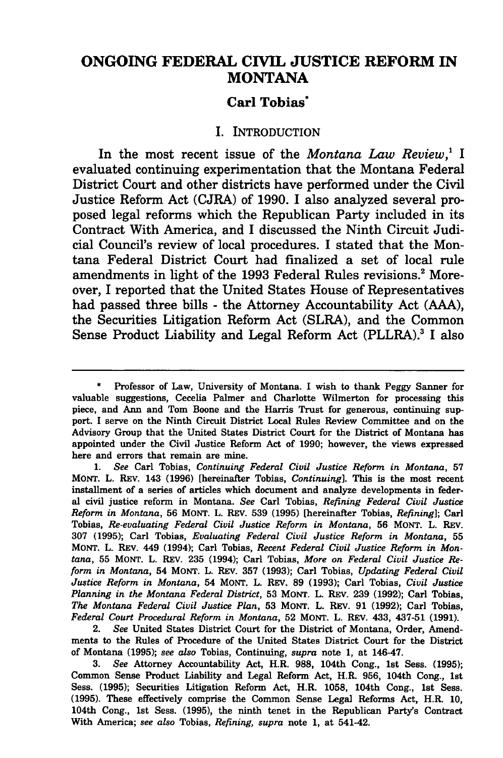# ONGOING FEDERAL CIVIL JUSTICE REFORM IN MONTANA

### Carl Tobias*

## I. INTRODUCTION

In the most recent issue of the *Montana Law Review*,[1] I evaluated continuing experimentation that the Montana Federal District Court and other districts have performed under the Civil Justice Reform Act (CJRA) of 1990. I also analyzed several proposed legal reforms which the Republican Party included in its Contract With America, and I discussed the Ninth Circuit Judicial Council's review of local procedures. I stated that the Montana Federal District Court had finalized a set of local rule amendments in light of the 1993 Federal Rules revisions.[2] Moreover, I reported that the United States House of Representatives had passed three bills - the Attorney Accountability Act (AAA), the Securities Litigation Reform Act (SLRA), and the Common Sense Product Liability and Legal Reform Act (PLLRA).[3] I also

---

\* Professor of Law, University of Montana. I wish to thank Peggy Sanner for valuable suggestions, Cecelia Palmer and Charlotte Wilmerton for processing this piece, and Ann and Tom Boone and the Harris Trust for generous, continuing support. I serve on the Ninth Circuit District Local Rules Review Committee and on the Advisory Group that the United States District Court for the District of Montana has appointed under the Civil Justice Reform Act of 1990; however, the views expressed here and errors that remain are mine.

1. *See* Carl Tobias, *Continuing Federal Civil Justice Reform in Montana*, 57 MONT. L. REV. 143 (1996) [hereinafter Tobias, *Continuing*]. This is the most recent installment of a series of articles which document and analyze developments in federal civil justice reform in Montana. *See* Carl Tobias, *Refining Federal Civil Justice Reform in Montana*, 56 MONT. L. REV. 539 (1995) [hereinafter Tobias, *Refining*]; Carl Tobias, *Re-evaluating Federal Civil Justice Reform in Montana*, 56 MONT. L. REV. 307 (1995); Carl Tobias, *Evaluating Federal Civil Justice Reform in Montana*, 55 MONT. L. REV. 449 (1994); Carl Tobias, *Recent Federal Civil Justice Reform in Montana*, 55 MONT. L. REV. 235 (1994); Carl Tobias, *More on Federal Civil Justice Reform in Montana*, 54 MONT. L. REV. 357 (1993); Carl Tobias, *Updating Federal Civil Justice Reform in Montana*, 54 MONT. L. REV. 89 (1993); Carl Tobias, *Civil Justice Planning in the Montana Federal District*, 53 MONT. L. REV. 239 (1992); Carl Tobias, *The Montana Federal Civil Justice Plan*, 53 MONT. L. REV. 91 (1992); Carl Tobias, *Federal Court Procedural Reform in Montana*, 52 MONT. L. REV. 433, 437-51 (1991).

2. *See* United States District Court for the District of Montana, Order, Amendments to the Rules of Procedure of the United States District Court for the District of Montana (1995); *see also* Tobias, Continuing, *supra* note 1, at 146-47.

3. *See* Attorney Accountability Act, H.R. 988, 104th Cong., 1st Sess. (1995); Common Sense Product Liability and Legal Reform Act, H.R. 956, 104th Cong., 1st Sess. (1995); Securities Litigation Reform Act, H.R. 1058, 104th Cong., 1st Sess. (1995). These effectively comprise the Common Sense Legal Reforms Act, H.R. 10, 104th Cong., 1st Sess. (1995), the ninth tenet in the Republican Party's Contract With America; *see also* Tobias, *Refining*, *supra* note 1, at 541-42.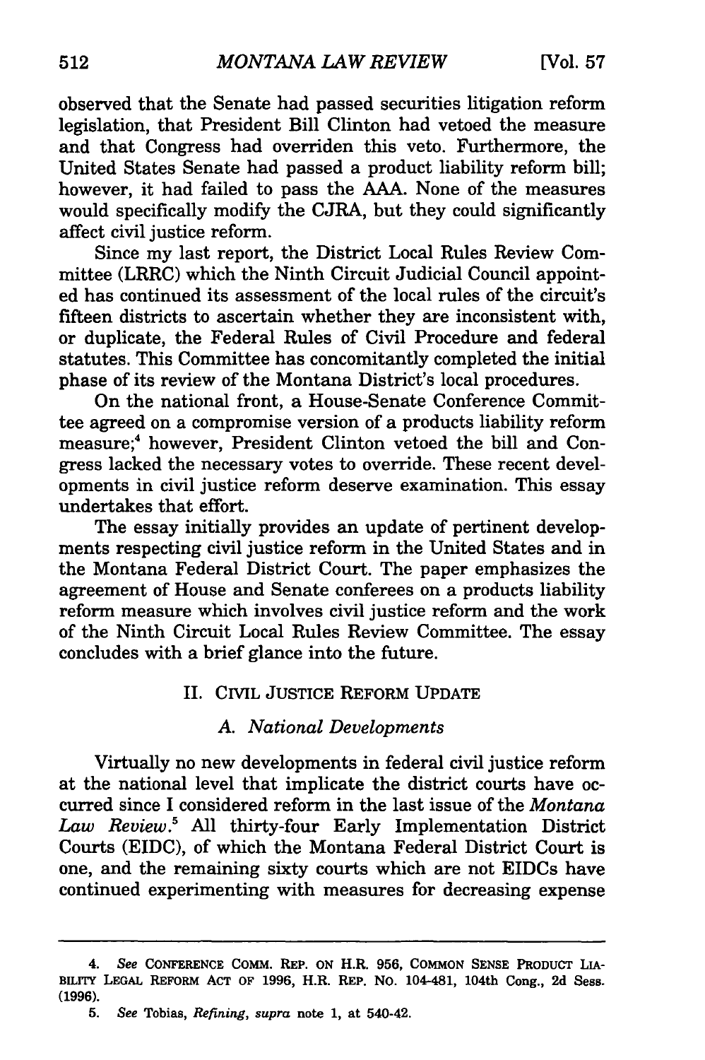observed that the Senate had passed securities litigation reform legislation, that President Bill Clinton had vetoed the measure and that Congress had overriden this veto. Furthermore, the United States Senate had passed a product liability reform bill; however, it had failed to pass the AAA. None of the measures would specifically modify the CJRA, but they could significantly affect civil justice reform.

Since my last report, the District Local Rules Review Committee (LRRC) which the Ninth Circuit Judicial Council appointed has continued its assessment of the local rules of the circuit's fifteen districts to ascertain whether they are inconsistent with, or duplicate, the Federal Rules of Civil Procedure and federal statutes. This Committee has concomitantly completed the initial phase of its review of the Montana District's local procedures.

On the national front, a House-Senate Conference Committee agreed on a compromise version of a products liability reform measure;[4] however, President Clinton vetoed the bill and Congress lacked the necessary votes to override. These recent developments in civil justice reform deserve examination. This essay undertakes that effort.

The essay initially provides an update of pertinent developments respecting civil justice reform in the United States and in the Montana Federal District Court. The paper emphasizes the agreement of House and Senate conferees on a products liability reform measure which involves civil justice reform and the work of the Ninth Circuit Local Rules Review Committee. The essay concludes with a brief glance into the future.

## II. Civil Justice Reform Update

### *A. National Developments*

Virtually no new developments in federal civil justice reform at the national level that implicate the district courts have occurred since I considered reform in the last issue of the *Montana Law Review*.[5] All thirty-four Early Implementation District Courts (EIDC), of which the Montana Federal District Court is one, and the remaining sixty courts which are not EIDCs have continued experimenting with measures for decreasing expense

---

4. *See* Conference Comm. Rep. on H.R. 956, Common Sense Product Liability Legal Reform Act of 1996, H.R. Rep. No. 104-481, 104th Cong., 2d Sess. (1996).

5. *See* Tobias, *Refining*, *supra* note 1, at 540-42.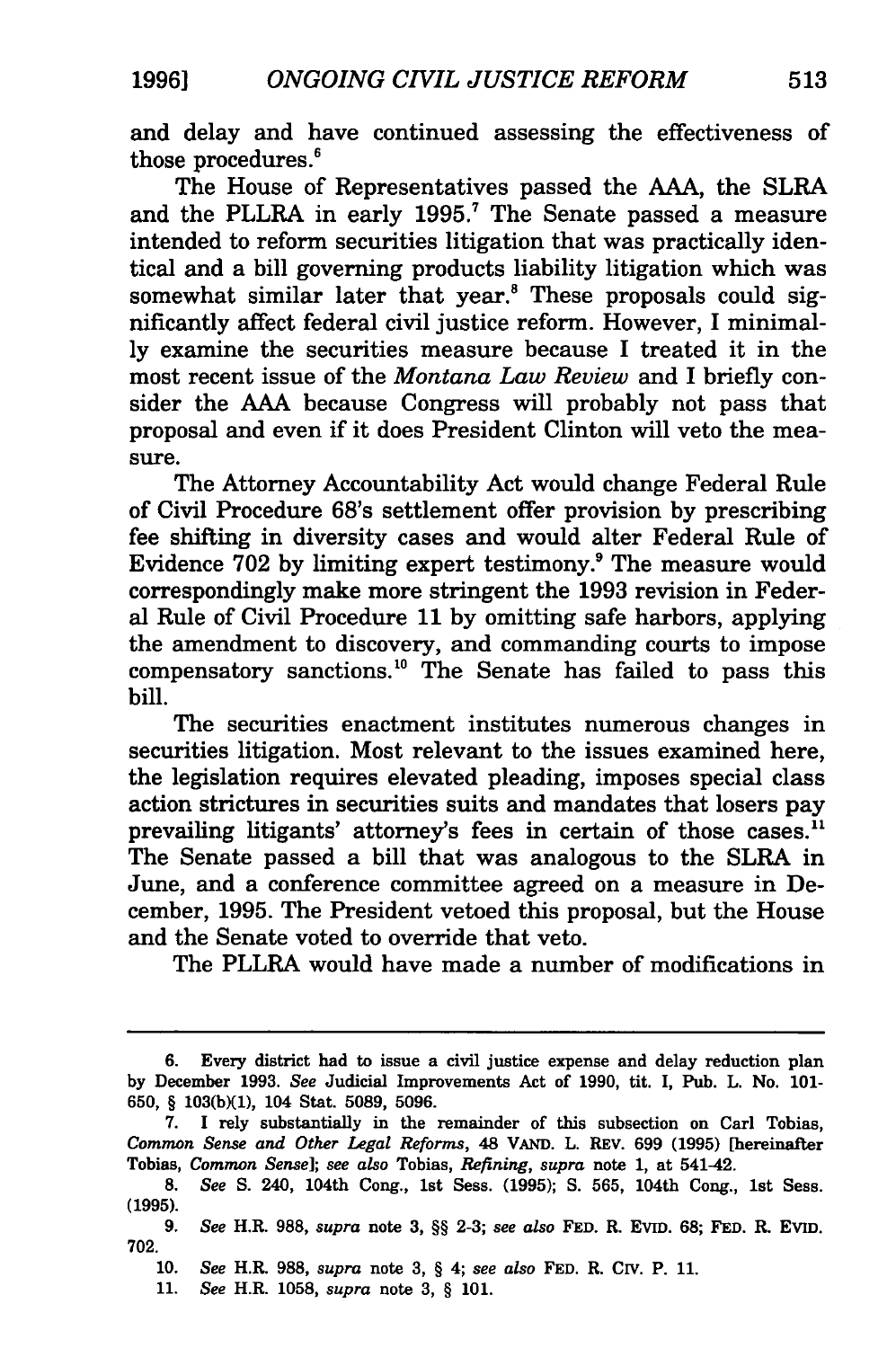and delay and have continued assessing the effectiveness of those procedures.[6]

The House of Representatives passed the AAA, the SLRA and the PLLRA in early 1995.[7] The Senate passed a measure intended to reform securities litigation that was practically identical and a bill governing products liability litigation which was somewhat similar later that year.[8] These proposals could significantly affect federal civil justice reform. However, I minimally examine the securities measure because I treated it in the most recent issue of the *Montana Law Review* and I briefly consider the AAA because Congress will probably not pass that proposal and even if it does President Clinton will veto the measure.

The Attorney Accountability Act would change Federal Rule of Civil Procedure 68's settlement offer provision by prescribing fee shifting in diversity cases and would alter Federal Rule of Evidence 702 by limiting expert testimony.[9] The measure would correspondingly make more stringent the 1993 revision in Federal Rule of Civil Procedure 11 by omitting safe harbors, applying the amendment to discovery, and commanding courts to impose compensatory sanctions.[10] The Senate has failed to pass this bill.

The securities enactment institutes numerous changes in securities litigation. Most relevant to the issues examined here, the legislation requires elevated pleading, imposes special class action strictures in securities suits and mandates that losers pay prevailing litigants' attorney's fees in certain of those cases.[11] The Senate passed a bill that was analogous to the SLRA in June, and a conference committee agreed on a measure in December, 1995. The President vetoed this proposal, but the House and the Senate voted to override that veto.

The PLLRA would have made a number of modifications in

---

6. Every district had to issue a civil justice expense and delay reduction plan by December 1993. *See* Judicial Improvements Act of 1990, tit. I, Pub. L. No. 101-650, § 103(b)(1), 104 Stat. 5089, 5096.

7. I rely substantially in the remainder of this subsection on Carl Tobias, *Common Sense and Other Legal Reforms*, 48 VAND. L. REV. 699 (1995) [hereinafter Tobias, *Common Sense*]; *see also* Tobias, *Refining*, *supra* note 1, at 541-42.

8. *See* S. 240, 104th Cong., 1st Sess. (1995); S. 565, 104th Cong., 1st Sess. (1995).

9. *See* H.R. 988, *supra* note 3, §§ 2-3; *see also* FED. R. EVID. 68; FED. R. EVID. 702.

10. *See* H.R. 988, *supra* note 3, § 4; *see also* FED. R. CIV. P. 11.

11. *See* H.R. 1058, *supra* note 3, § 101.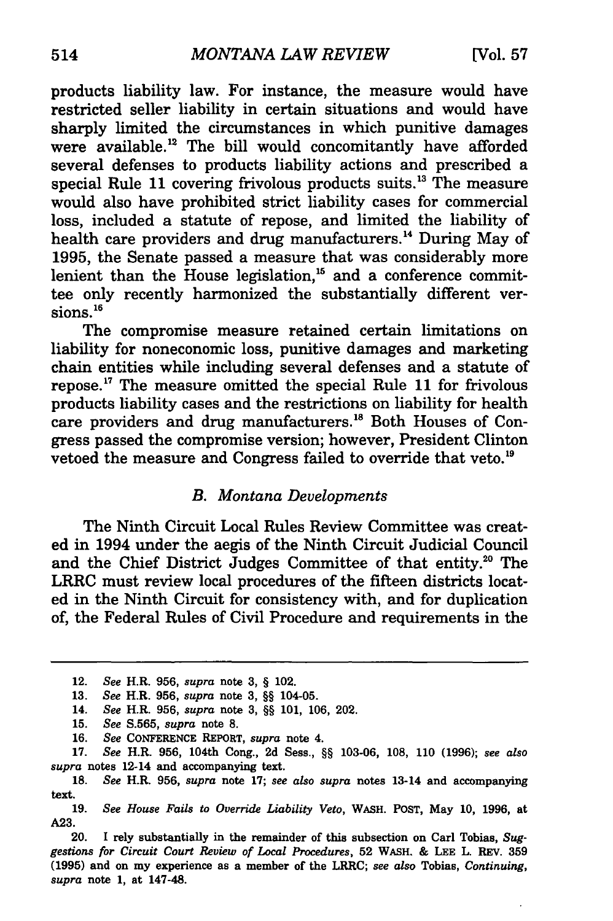products liability law. For instance, the measure would have restricted seller liability in certain situations and would have sharply limited the circumstances in which punitive damages were available.[12] The bill would concomitantly have afforded several defenses to products liability actions and prescribed a special Rule 11 covering frivolous products suits.[13] The measure would also have prohibited strict liability cases for commercial loss, included a statute of repose, and limited the liability of health care providers and drug manufacturers.[14] During May of 1995, the Senate passed a measure that was considerably more lenient than the House legislation,[15] and a conference committee only recently harmonized the substantially different versions.[16]

The compromise measure retained certain limitations on liability for noneconomic loss, punitive damages and marketing chain entities while including several defenses and a statute of repose.[17] The measure omitted the special Rule 11 for frivolous products liability cases and the restrictions on liability for health care providers and drug manufacturers.[18] Both Houses of Congress passed the compromise version; however, President Clinton vetoed the measure and Congress failed to override that veto.[19]

### *B. Montana Developments*

The Ninth Circuit Local Rules Review Committee was created in 1994 under the aegis of the Ninth Circuit Judicial Council and the Chief District Judges Committee of that entity.[20] The LRRC must review local procedures of the fifteen districts located in the Ninth Circuit for consistency with, and for duplication of, the Federal Rules of Civil Procedure and requirements in the

---

12. *See* H.R. 956, *supra* note 3, § 102.

13. *See* H.R. 956, *supra* note 3, §§ 104-05.

14. *See* H.R. 956, *supra* note 3, §§ 101, 106, 202.

15. *See* S.565, *supra* note 8.

16. *See* CONFERENCE REPORT, *supra* note 4.

17. *See* H.R. 956, 104th Cong., 2d Sess., §§ 103-06, 108, 110 (1996); *see also supra* notes 12-14 and accompanying text.

18. *See* H.R. 956, *supra* note 17; *see also supra* notes 13-14 and accompanying text.

19. *See House Fails to Override Liability Veto*, WASH. POST, May 10, 1996, at A23.

20. I rely substantially in the remainder of this subsection on Carl Tobias, *Suggestions for Circuit Court Review of Local Procedures*, 52 WASH. & LEE L. REV. 359 (1995) and on my experience as a member of the LRRC; *see also* Tobias, *Continuing*, *supra* note 1, at 147-48.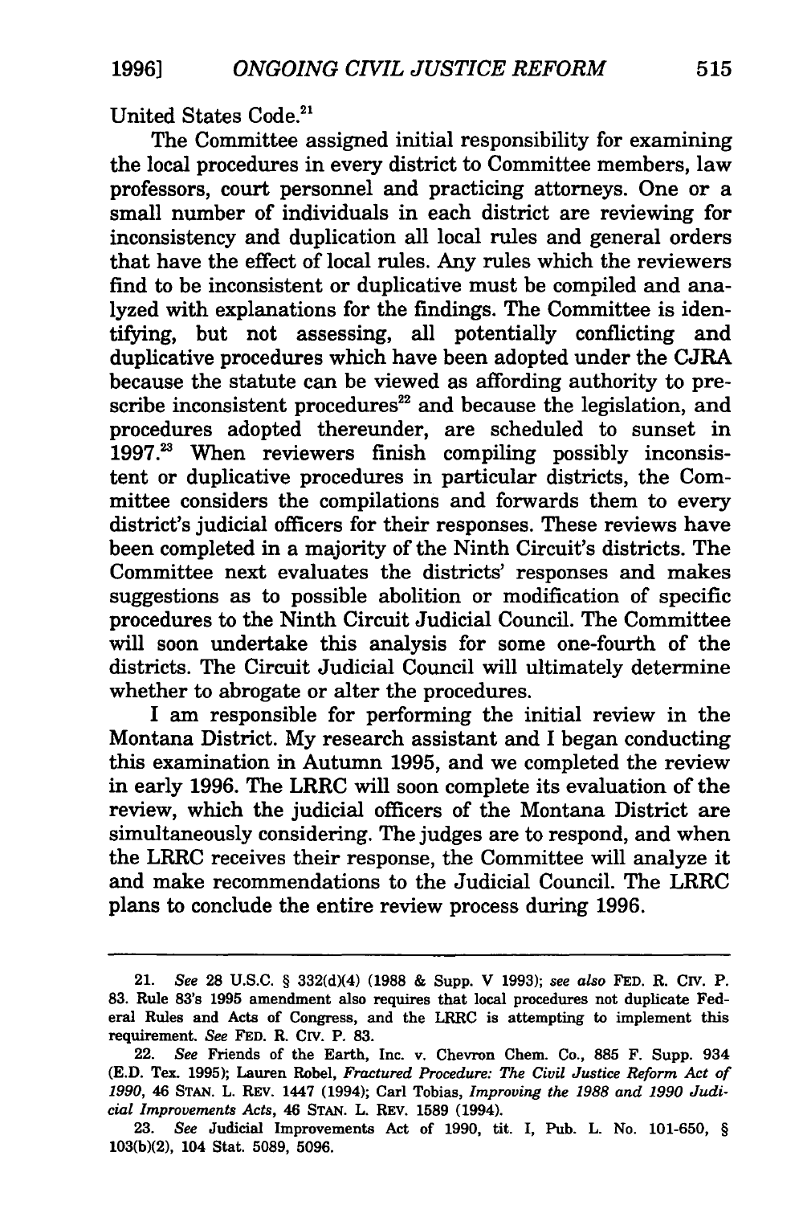United States Code.[21]

The Committee assigned initial responsibility for examining the local procedures in every district to Committee members, law professors, court personnel and practicing attorneys. One or a small number of individuals in each district are reviewing for inconsistency and duplication all local rules and general orders that have the effect of local rules. Any rules which the reviewers find to be inconsistent or duplicative must be compiled and analyzed with explanations for the findings. The Committee is identifying, but not assessing, all potentially conflicting and duplicative procedures which have been adopted under the CJRA because the statute can be viewed as affording authority to prescribe inconsistent procedures[22] and because the legislation, and procedures adopted thereunder, are scheduled to sunset in 1997.[23] When reviewers finish compiling possibly inconsistent or duplicative procedures in particular districts, the Committee considers the compilations and forwards them to every district's judicial officers for their responses. These reviews have been completed in a majority of the Ninth Circuit's districts. The Committee next evaluates the districts' responses and makes suggestions as to possible abolition or modification of specific procedures to the Ninth Circuit Judicial Council. The Committee will soon undertake this analysis for some one-fourth of the districts. The Circuit Judicial Council will ultimately determine whether to abrogate or alter the procedures.

I am responsible for performing the initial review in the Montana District. My research assistant and I began conducting this examination in Autumn 1995, and we completed the review in early 1996. The LRRC will soon complete its evaluation of the review, which the judicial officers of the Montana District are simultaneously considering. The judges are to respond, and when the LRRC receives their response, the Committee will analyze it and make recommendations to the Judicial Council. The LRRC plans to conclude the entire review process during 1996.

---

21. *See* 28 U.S.C. § 332(d)(4) (1988 & Supp. V 1993); *see also* FED. R. CIV. P. 83. Rule 83's 1995 amendment also requires that local procedures not duplicate Federal Rules and Acts of Congress, and the LRRC is attempting to implement this requirement. *See* FED. R. CIV. P. 83.

22. *See* Friends of the Earth, Inc. v. Chevron Chem. Co., 885 F. Supp. 934 (E.D. Tex. 1995); Lauren Robel, *Fractured Procedure: The Civil Justice Reform Act of 1990*, 46 STAN. L. REV. 1447 (1994); Carl Tobias, *Improving the 1988 and 1990 Judicial Improvements Acts*, 46 STAN. L. REV. 1589 (1994).

23. *See* Judicial Improvements Act of 1990, tit. I, Pub. L. No. 101-650, § 103(b)(2), 104 Stat. 5089, 5096.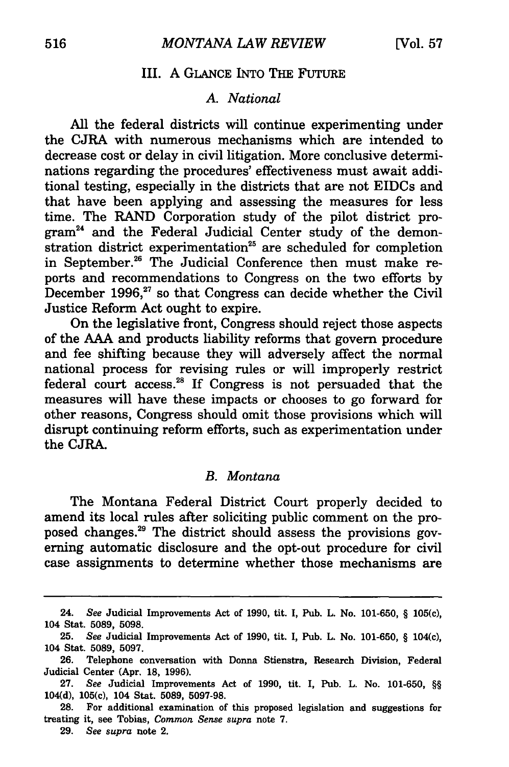## III. A GLANCE INTO THE FUTURE

### *A. National*

All the federal districts will continue experimenting under the CJRA with numerous mechanisms which are intended to decrease cost or delay in civil litigation. More conclusive determinations regarding the procedures' effectiveness must await additional testing, especially in the districts that are not EIDCs and that have been applying and assessing the measures for less time. The RAND Corporation study of the pilot district program[24] and the Federal Judicial Center study of the demonstration district experimentation[25] are scheduled for completion in September.[26] The Judicial Conference then must make reports and recommendations to Congress on the two efforts by December 1996,[27] so that Congress can decide whether the Civil Justice Reform Act ought to expire.

On the legislative front, Congress should reject those aspects of the AAA and products liability reforms that govern procedure and fee shifting because they will adversely affect the normal national process for revising rules or will improperly restrict federal court access.[28] If Congress is not persuaded that the measures will have these impacts or chooses to go forward for other reasons, Congress should omit those provisions which will disrupt continuing reform efforts, such as experimentation under the CJRA.

### *B. Montana*

The Montana Federal District Court properly decided to amend its local rules after soliciting public comment on the proposed changes.[29] The district should assess the provisions governing automatic disclosure and the opt-out procedure for civil case assignments to determine whether those mechanisms are

---

24. *See* Judicial Improvements Act of 1990, tit. I, Pub. L. No. 101-650, § 105(c), 104 Stat. 5089, 5098.

25. *See* Judicial Improvements Act of 1990, tit. I, Pub. L. No. 101-650, § 104(c), 104 Stat. 5089, 5097.

26. Telephone conversation with Donna Stienstra, Research Division, Federal Judicial Center (Apr. 18, 1996).

27. *See* Judicial Improvements Act of 1990, tit. I, Pub. L. No. 101-650, §§ 104(d), 105(c), 104 Stat. 5089, 5097-98.

28. For additional examination of this proposed legislation and suggestions for treating it, see Tobias, *Common Sense supra* note 7.

29. *See supra* note 2.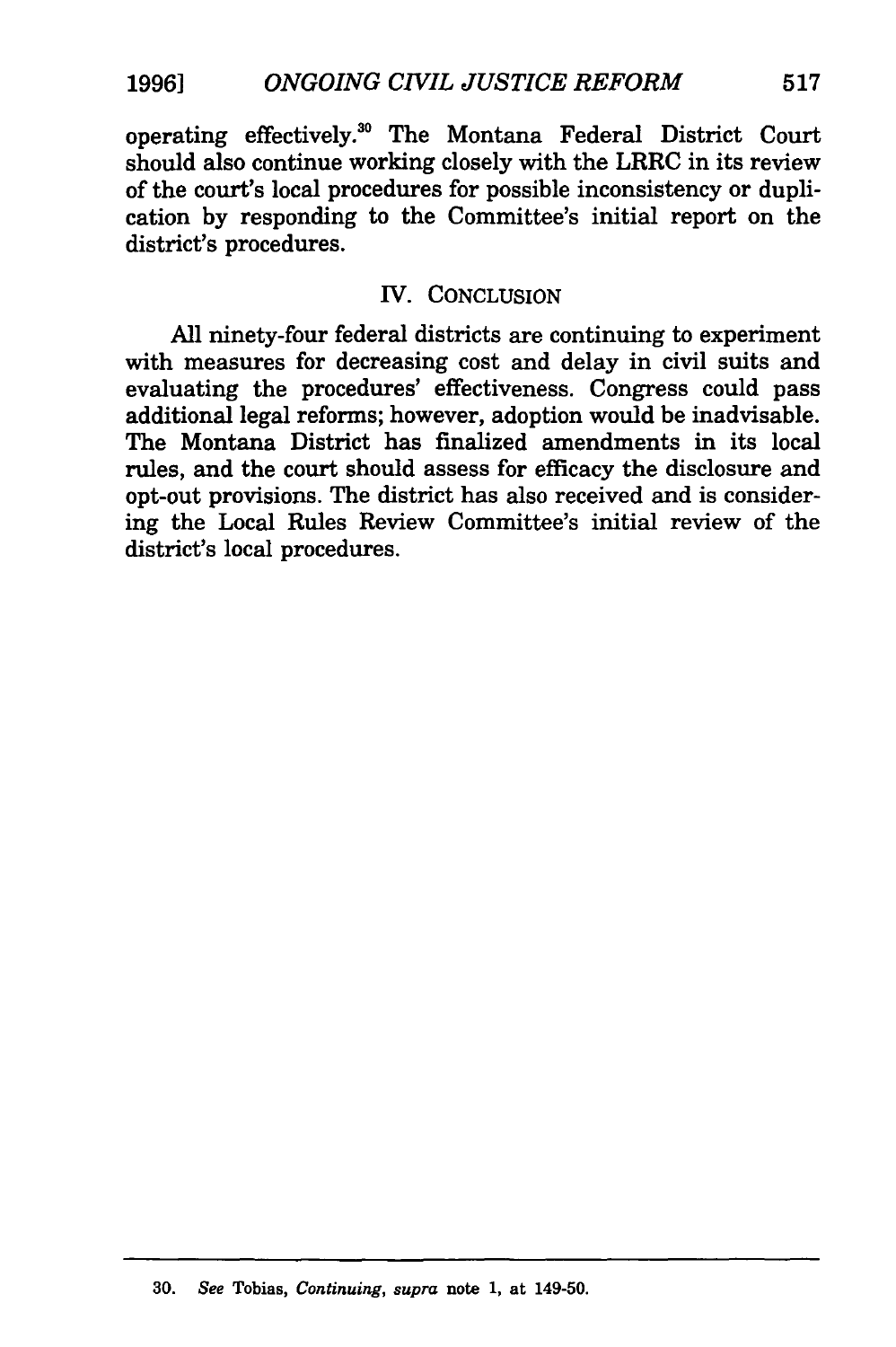operating effectively.[30] The Montana Federal District Court should also continue working closely with the LRRC in its review of the court's local procedures for possible inconsistency or duplication by responding to the Committee's initial report on the district's procedures.

## IV. CONCLUSION

All ninety-four federal districts are continuing to experiment with measures for decreasing cost and delay in civil suits and evaluating the procedures' effectiveness. Congress could pass additional legal reforms; however, adoption would be inadvisable. The Montana District has finalized amendments in its local rules, and the court should assess for efficacy the disclosure and opt-out provisions. The district has also received and is considering the Local Rules Review Committee's initial review of the district's local procedures.

---

30. *See* Tobias, *Continuing*, *supra* note 1, at 149-50.